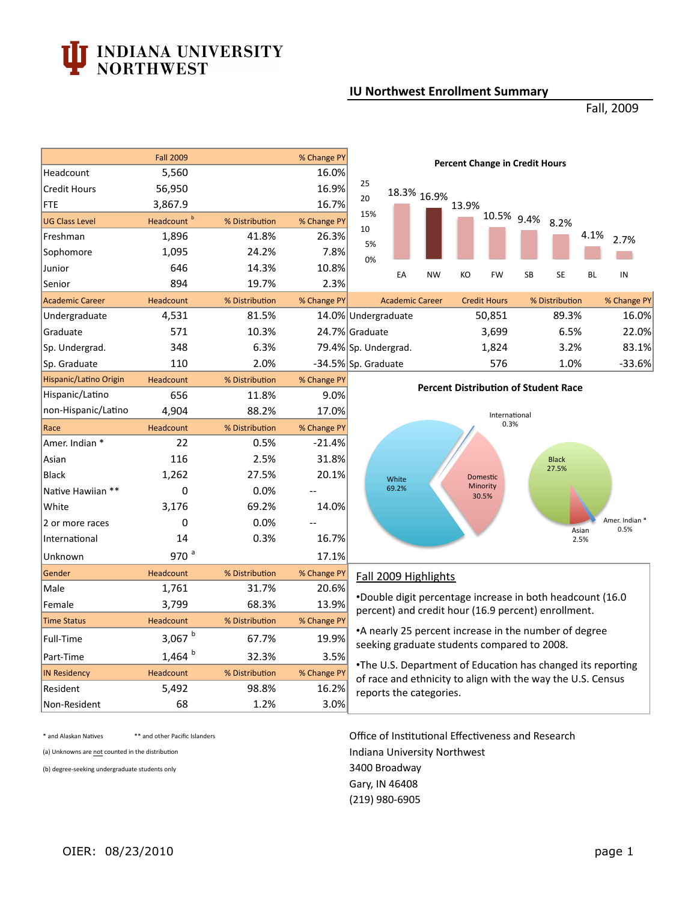# INDIANA UNIVERSITY NORTHWEST

## IU Northwest Enrollment Summary

Fall, 2009

| | Fall 2009 | | % Change PY |
|---|---|---|---|
| Headcount | 5,560 | | 16.0% |
| Credit Hours | 56,950 | | 16.9% |
| FTE | 3,867.9 | | 16.7% |
| **UG Class Level** | **Headcount [b]** | **% Distribution** | **% Change PY** |
| Freshman | 1,896 | 41.8% | 26.3% |
| Sophomore | 1,095 | 24.2% | 7.8% |
| Junior | 646 | 14.3% | 10.8% |
| Senior | 894 | 19.7% | 2.3% |
| **Academic Career** | **Headcount** | **% Distribution** | **% Change PY** |
| Undergraduate | 4,531 | 81.5% | 14.0% |
| Graduate | 571 | 10.3% | 24.7% |
| Sp. Undergrad. | 348 | 6.3% | 79.4% |
| Sp. Graduate | 110 | 2.0% | -34.5% |
| **Hispanic/Latino Origin** | **Headcount** | **% Distribution** | **% Change PY** |
| Hispanic/Latino | 656 | 11.8% | 9.0% |
| non-Hispanic/Latino | 4,904 | 88.2% | 17.0% |
| **Race** | **Headcount** | **% Distribution** | **% Change PY** |
| Amer. Indian * | 22 | 0.5% | -21.4% |
| Asian | 116 | 2.5% | 31.8% |
| Black | 1,262 | 27.5% | 20.1% |
| Native Hawiian ** | 0 | 0.0% | -- |
| White | 3,176 | 69.2% | 14.0% |
| 2 or more races | 0 | 0.0% | -- |
| International | 14 | 0.3% | 16.7% |
| Unknown | 970 [a] | | 17.1% |
| **Gender** | **Headcount** | **% Distribution** | **% Change PY** |
| Male | 1,761 | 31.7% | 20.6% |
| Female | 3,799 | 68.3% | 13.9% |
| **Time Status** | **Headcount** | **% Distribution** | **% Change PY** |
| Full-Time | 3,067 [b] | 67.7% | 19.9% |
| Part-Time | 1,464 [b] | 32.3% | 3.5% |
| **IN Residency** | **Headcount** | **% Distribution** | **% Change PY** |
| Resident | 5,492 | 98.8% | 16.2% |
| Non-Resident | 68 | 1.2% | 3.0% |

### Percent Change in Credit Hours

| EA | NW | KO | FW | SB | SE | BL | IN |
|---|---|---|---|---|---|---|---|
| 18.3% | 16.9% | 13.9% | 10.5% | 9.4% | 8.2% | 4.1% | 2.7% |

| Academic Career | Credit Hours | % Distribution | % Change PY |
|---|---|---|---|
| Undergraduate | 50,851 | 89.3% | 16.0% |
| Graduate | 3,699 | 6.5% | 22.0% |
| Sp. Undergrad. | 1,824 | 3.2% | 83.1% |
| Sp. Graduate | 576 | 1.0% | -33.6% |

### Percent Distribution of Student Race

- White 69.2%
- Domestic Minority 30.5%
  - Black 27.5%
  - Asian 2.5%
  - Amer. Indian * 0.5%
- International 0.3%

### Fall 2009 Highlights

- Double digit percentage increase in both headcount (16.0 percent) and credit hour (16.9 percent) enrollment.
- A nearly 25 percent increase in the number of degree seeking graduate students compared to 2008.
- The U.S. Department of Education has changed its reporting of race and ethnicity to align with the way the U.S. Census reports the categories.

\* and Alaskan Natives  ** and other Pacific Islanders

(a) Unknowns are not counted in the distribution

(b) degree-seeking undergraduate students only

Office of Institutional Effectiveness and Research
Indiana University Northwest
3400 Broadway
Gary, IN 46408
(219) 980-6905

OIER: 08/23/2010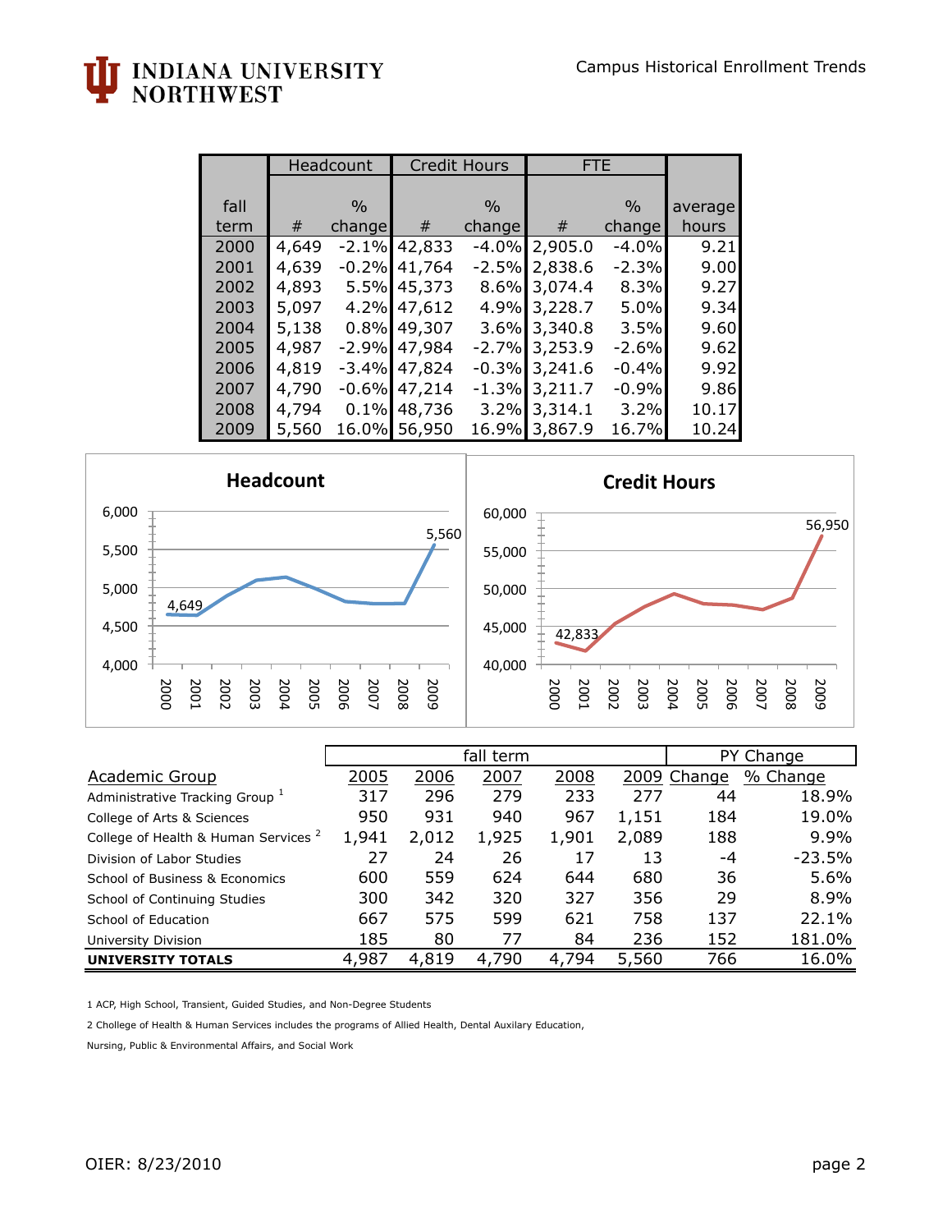# INDIANA UNIVERSITY NORTHWEST

Campus Historical Enrollment Trends

| fall term | Headcount # | Headcount % change | Credit Hours # | Credit Hours % change | FTE # | FTE % change | average hours |
|---|---|---|---|---|---|---|---|
| 2000 | 4,649 | -2.1% | 42,833 | -4.0% | 2,905.0 | -4.0% | 9.21 |
| 2001 | 4,639 | -0.2% | 41,764 | -2.5% | 2,838.6 | -2.3% | 9.00 |
| 2002 | 4,893 | 5.5% | 45,373 | 8.6% | 3,074.4 | 8.3% | 9.27 |
| 2003 | 5,097 | 4.2% | 47,612 | 4.9% | 3,228.7 | 5.0% | 9.34 |
| 2004 | 5,138 | 0.8% | 49,307 | 3.6% | 3,340.8 | 3.5% | 9.60 |
| 2005 | 4,987 | -2.9% | 47,984 | -2.7% | 3,253.9 | -2.6% | 9.62 |
| 2006 | 4,819 | -3.4% | 47,824 | -0.3% | 3,241.6 | -0.4% | 9.92 |
| 2007 | 4,790 | -0.6% | 47,214 | -1.3% | 3,211.7 | -0.9% | 9.86 |
| 2008 | 4,794 | 0.1% | 48,736 | 3.2% | 3,314.1 | 3.2% | 10.17 |
| 2009 | 5,560 | 16.0% | 56,950 | 16.9% | 3,867.9 | 16.7% | 10.24 |

**Headcount**

6,000
5,500
5,000
4,500
4,000
4,649
5,560
2000 2001 2002 2003 2004 2005 2006 2007 2008 2009

**Credit Hours**

60,000
55,000
50,000
45,000
40,000
42,833
56,950
2000 2001 2002 2003 2004 2005 2006 2007 2008 2009

| Academic Group | fall term 2005 | 2006 | 2007 | 2008 | 2009 | PY Change Change | % Change |
|---|---|---|---|---|---|---|---|
| Administrative Tracking Group [1] | 317 | 296 | 279 | 233 | 277 | 44 | 18.9% |
| College of Arts & Sciences | 950 | 931 | 940 | 967 | 1,151 | 184 | 19.0% |
| College of Health & Human Services [2] | 1,941 | 2,012 | 1,925 | 1,901 | 2,089 | 188 | 9.9% |
| Division of Labor Studies | 27 | 24 | 26 | 17 | 13 | -4 | -23.5% |
| School of Business & Economics | 600 | 559 | 624 | 644 | 680 | 36 | 5.6% |
| School of Continuing Studies | 300 | 342 | 320 | 327 | 356 | 29 | 8.9% |
| School of Education | 667 | 575 | 599 | 621 | 758 | 137 | 22.1% |
| University Division | 185 | 80 | 77 | 84 | 236 | 152 | 181.0% |
| **UNIVERSITY TOTALS** | 4,987 | 4,819 | 4,790 | 4,794 | 5,560 | 766 | 16.0% |

1 ACP, High School, Transient, Guided Studies, and Non-Degree Students

2 Chollege of Health & Human Services includes the programs of Allied Health, Dental Auxilary Education, Nursing, Public & Environmental Affairs, and Social Work

OIER: 8/23/2010